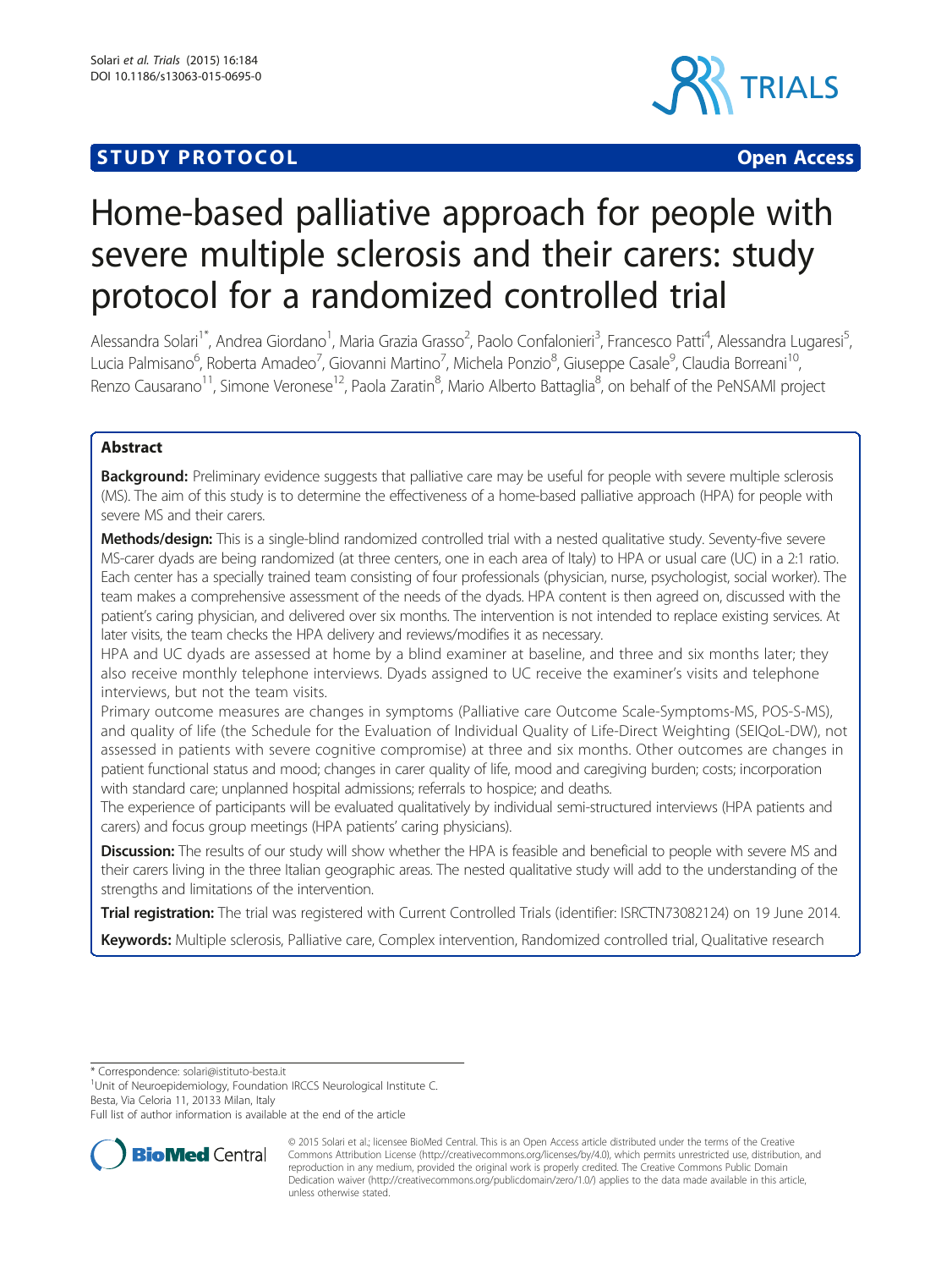**STUDY PROTOCOL** **Open Access**

# Home-based palliative approach for people with severe multiple sclerosis and their carers: study protocol for a randomized controlled trial

Alessandra Solari[1*], Andrea Giordano[1], Maria Grazia Grasso[2], Paolo Confalonieri[3], Francesco Patti[4], Alessandra Lugaresi[5], Lucia Palmisano[6], Roberta Amadeo[7], Giovanni Martino[7], Michela Ponzio[8], Giuseppe Casale[9], Claudia Borreani[10], Renzo Causarano[11], Simone Veronese[12], Paola Zaratin[8], Mario Alberto Battaglia[8], on behalf of the PeNSAMI project

## Abstract

**Background:** Preliminary evidence suggests that palliative care may be useful for people with severe multiple sclerosis (MS). The aim of this study is to determine the effectiveness of a home-based palliative approach (HPA) for people with severe MS and their carers.

**Methods/design:** This is a single-blind randomized controlled trial with a nested qualitative study. Seventy-five severe MS-carer dyads are being randomized (at three centers, one in each area of Italy) to HPA or usual care (UC) in a 2:1 ratio. Each center has a specially trained team consisting of four professionals (physician, nurse, psychologist, social worker). The team makes a comprehensive assessment of the needs of the dyads. HPA content is then agreed on, discussed with the patient's caring physician, and delivered over six months. The intervention is not intended to replace existing services. At later visits, the team checks the HPA delivery and reviews/modifies it as necessary.

HPA and UC dyads are assessed at home by a blind examiner at baseline, and three and six months later; they also receive monthly telephone interviews. Dyads assigned to UC receive the examiner's visits and telephone interviews, but not the team visits.

Primary outcome measures are changes in symptoms (Palliative care Outcome Scale-Symptoms-MS, POS-S-MS), and quality of life (the Schedule for the Evaluation of Individual Quality of Life-Direct Weighting (SEIQoL-DW), not assessed in patients with severe cognitive compromise) at three and six months. Other outcomes are changes in patient functional status and mood; changes in carer quality of life, mood and caregiving burden; costs; incorporation with standard care; unplanned hospital admissions; referrals to hospice; and deaths.

The experience of participants will be evaluated qualitatively by individual semi-structured interviews (HPA patients and carers) and focus group meetings (HPA patients' caring physicians).

**Discussion:** The results of our study will show whether the HPA is feasible and beneficial to people with severe MS and their carers living in the three Italian geographic areas. The nested qualitative study will add to the understanding of the strengths and limitations of the intervention.

**Trial registration:** The trial was registered with Current Controlled Trials (identifier: ISRCTN73082124) on 19 June 2014.

**Keywords:** Multiple sclerosis, Palliative care, Complex intervention, Randomized controlled trial, Qualitative research

---

\* Correspondence: solari@istituto-besta.it
[1]Unit of Neuroepidemiology, Foundation IRCCS Neurological Institute C. Besta, Via Celoria 11, 20133 Milan, Italy
Full list of author information is available at the end of the article

© 2015 Solari et al.; licensee BioMed Central. This is an Open Access article distributed under the terms of the Creative Commons Attribution License (http://creativecommons.org/licenses/by/4.0), which permits unrestricted use, distribution, and reproduction in any medium, provided the original work is properly credited. The Creative Commons Public Domain Dedication waiver (http://creativecommons.org/publicdomain/zero/1.0/) applies to the data made available in this article, unless otherwise stated.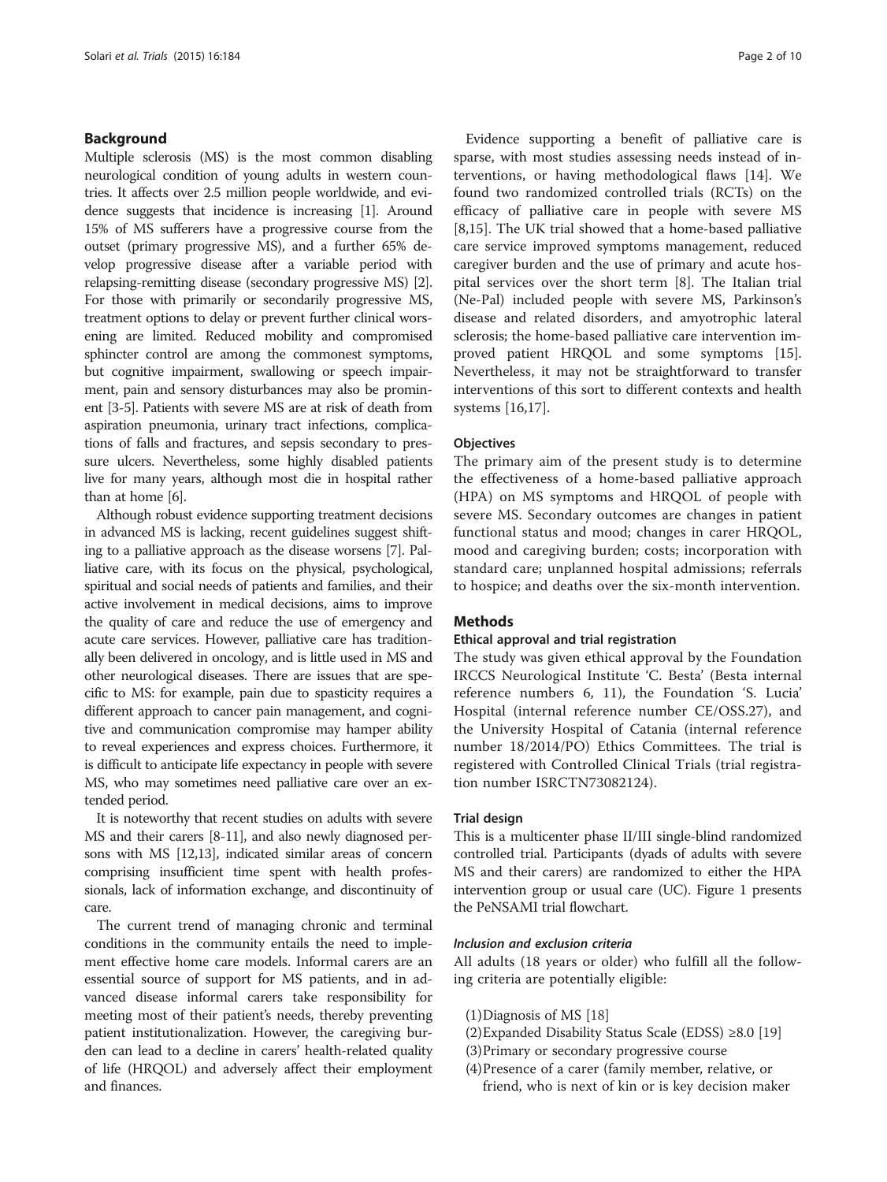## Background

Multiple sclerosis (MS) is the most common disabling neurological condition of young adults in western countries. It affects over 2.5 million people worldwide, and evidence suggests that incidence is increasing [1]. Around 15% of MS sufferers have a progressive course from the outset (primary progressive MS), and a further 65% develop progressive disease after a variable period with relapsing-remitting disease (secondary progressive MS) [2]. For those with primarily or secondarily progressive MS, treatment options to delay or prevent further clinical worsening are limited. Reduced mobility and compromised sphincter control are among the commonest symptoms, but cognitive impairment, swallowing or speech impairment, pain and sensory disturbances may also be prominent [3-5]. Patients with severe MS are at risk of death from aspiration pneumonia, urinary tract infections, complications of falls and fractures, and sepsis secondary to pressure ulcers. Nevertheless, some highly disabled patients live for many years, although most die in hospital rather than at home [6].

Although robust evidence supporting treatment decisions in advanced MS is lacking, recent guidelines suggest shifting to a palliative approach as the disease worsens [7]. Palliative care, with its focus on the physical, psychological, spiritual and social needs of patients and families, and their active involvement in medical decisions, aims to improve the quality of care and reduce the use of emergency and acute care services. However, palliative care has traditionally been delivered in oncology, and is little used in MS and other neurological diseases. There are issues that are specific to MS: for example, pain due to spasticity requires a different approach to cancer pain management, and cognitive and communication compromise may hamper ability to reveal experiences and express choices. Furthermore, it is difficult to anticipate life expectancy in people with severe MS, who may sometimes need palliative care over an extended period.

It is noteworthy that recent studies on adults with severe MS and their carers [8-11], and also newly diagnosed persons with MS [12,13], indicated similar areas of concern comprising insufficient time spent with health professionals, lack of information exchange, and discontinuity of care.

The current trend of managing chronic and terminal conditions in the community entails the need to implement effective home care models. Informal carers are an essential source of support for MS patients, and in advanced disease informal carers take responsibility for meeting most of their patient's needs, thereby preventing patient institutionalization. However, the caregiving burden can lead to a decline in carers' health-related quality of life (HRQOL) and adversely affect their employment and finances.

Evidence supporting a benefit of palliative care is sparse, with most studies assessing needs instead of interventions, or having methodological flaws [14]. We found two randomized controlled trials (RCTs) on the efficacy of palliative care in people with severe MS [8,15]. The UK trial showed that a home-based palliative care service improved symptoms management, reduced caregiver burden and the use of primary and acute hospital services over the short term [8]. The Italian trial (Ne-Pal) included people with severe MS, Parkinson's disease and related disorders, and amyotrophic lateral sclerosis; the home-based palliative care intervention improved patient HRQOL and some symptoms [15]. Nevertheless, it may not be straightforward to transfer interventions of this sort to different contexts and health systems [16,17].

### Objectives

The primary aim of the present study is to determine the effectiveness of a home-based palliative approach (HPA) on MS symptoms and HRQOL of people with severe MS. Secondary outcomes are changes in patient functional status and mood; changes in carer HRQOL, mood and caregiving burden; costs; incorporation with standard care; unplanned hospital admissions; referrals to hospice; and deaths over the six-month intervention.

## Methods

### Ethical approval and trial registration

The study was given ethical approval by the Foundation IRCCS Neurological Institute 'C. Besta' (Besta internal reference numbers 6, 11), the Foundation 'S. Lucia' Hospital (internal reference number CE/OSS.27), and the University Hospital of Catania (internal reference number 18/2014/PO) Ethics Committees. The trial is registered with Controlled Clinical Trials (trial registration number ISRCTN73082124).

### Trial design

This is a multicenter phase II/III single-blind randomized controlled trial. Participants (dyads of adults with severe MS and their carers) are randomized to either the HPA intervention group or usual care (UC). Figure 1 presents the PeNSAMI trial flowchart.

#### *Inclusion and exclusion criteria*

All adults (18 years or older) who fulfill all the following criteria are potentially eligible:

(1) Diagnosis of MS [18]
(2) Expanded Disability Status Scale (EDSS) ≥8.0 [19]
(3) Primary or secondary progressive course
(4) Presence of a carer (family member, relative, or friend, who is next of kin or is key decision maker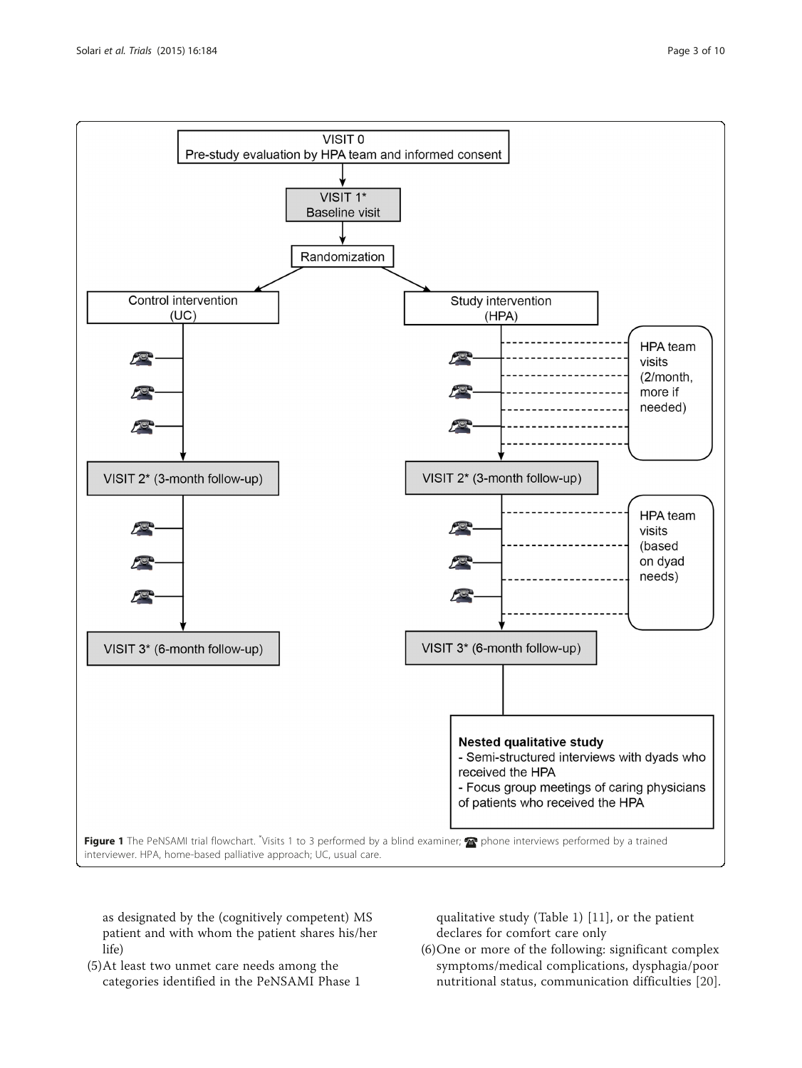VISIT 0
Pre-study evaluation by HPA team and informed consent

VISIT 1*
Baseline visit

Randomization

| Control intervention (UC) | Study intervention (HPA) |
| --- | --- |
| ☎ phone interviews (×3) | ☎ phone interviews (×3); HPA team visits (2/month, more if needed) |
| VISIT 2* (3-month follow-up) | VISIT 2* (3-month follow-up) |
| ☎ phone interviews (×3) | ☎ phone interviews (×3); HPA team visits (based on dyad needs) |
| VISIT 3* (6-month follow-up) | VISIT 3* (6-month follow-up) |

**Nested qualitative study**
- Semi-structured interviews with dyads who received the HPA
- Focus group meetings of caring physicians of patients who received the HPA

**Figure 1** The PeNSAMI trial flowchart. *Visits 1 to 3 performed by a blind examiner; ☎ phone interviews performed by a trained interviewer. HPA, home-based palliative approach; UC, usual care.

as designated by the (cognitively competent) MS patient and with whom the patient shares his/her life)

(5) At least two unmet care needs among the categories identified in the PeNSAMI Phase 1 qualitative study (Table 1) [11], or the patient declares for comfort care only

(6) One or more of the following: significant complex symptoms/medical complications, dysphagia/poor nutritional status, communication difficulties [20].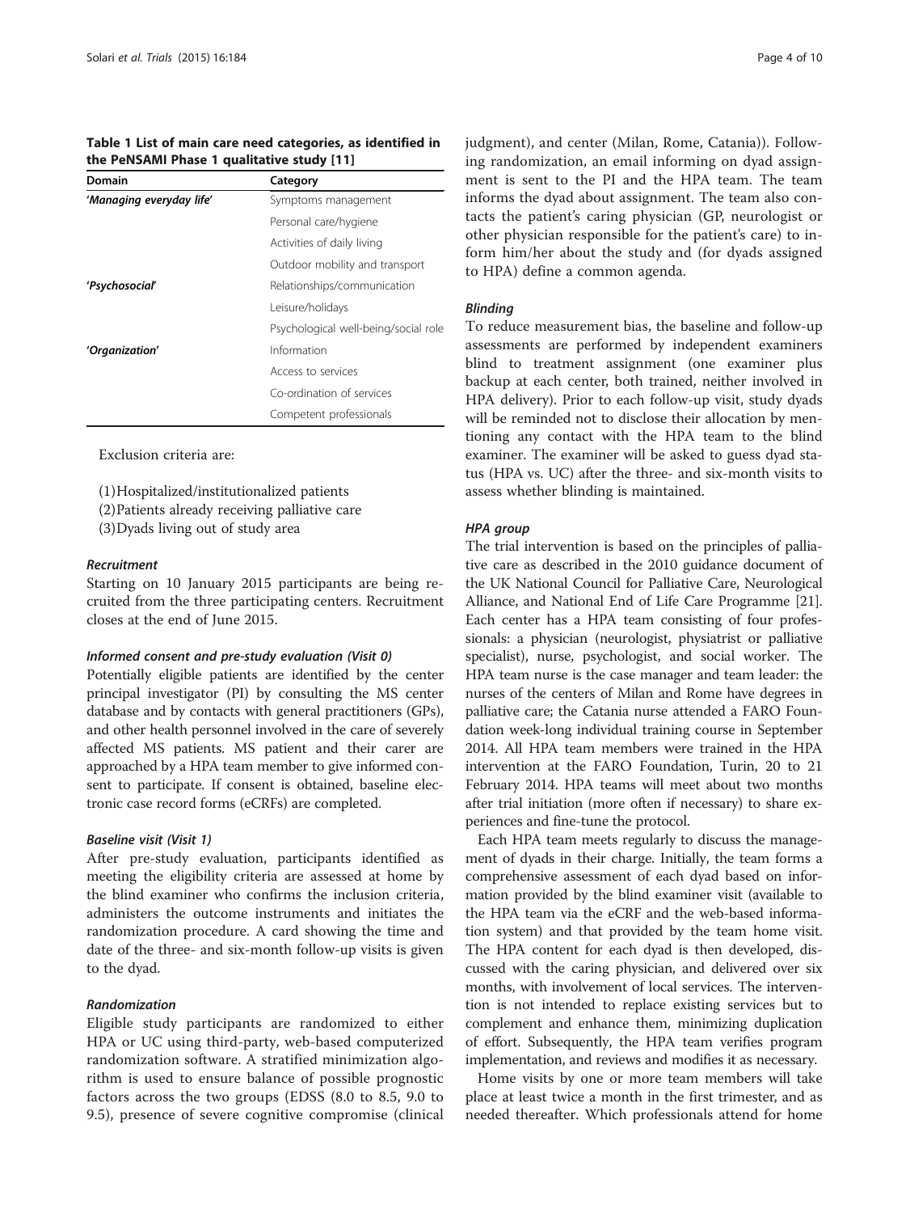**Table 1 List of main care need categories, as identified in the PeNSAMI Phase 1 qualitative study [11]**

| Domain | Category |
|---|---|
| *'Managing everyday life'* | Symptoms management |
| | Personal care/hygiene |
| | Activities of daily living |
| | Outdoor mobility and transport |
| *'Psychosocial'* | Relationships/communication |
| | Leisure/holidays |
| | Psychological well-being/social role |
| *'Organization'* | Information |
| | Access to services |
| | Co-ordination of services |
| | Competent professionals |

Exclusion criteria are:

(1) Hospitalized/institutionalized patients
(2) Patients already receiving palliative care
(3) Dyads living out of study area

#### Recruitment

Starting on 10 January 2015 participants are being recruited from the three participating centers. Recruitment closes at the end of June 2015.

##### Informed consent and pre-study evaluation (Visit 0)

Potentially eligible patients are identified by the center principal investigator (PI) by consulting the MS center database and by contacts with general practitioners (GPs), and other health personnel involved in the care of severely affected MS patients. MS patient and their carer are approached by a HPA team member to give informed consent to participate. If consent is obtained, baseline electronic case record forms (eCRFs) are completed.

##### Baseline visit (Visit 1)

After pre-study evaluation, participants identified as meeting the eligibility criteria are assessed at home by the blind examiner who confirms the inclusion criteria, administers the outcome instruments and initiates the randomization procedure. A card showing the time and date of the three- and six-month follow-up visits is given to the dyad.

#### Randomization

Eligible study participants are randomized to either HPA or UC using third-party, web-based computerized randomization software. A stratified minimization algorithm is used to ensure balance of possible prognostic factors across the two groups (EDSS (8.0 to 8.5, 9.0 to 9.5), presence of severe cognitive compromise (clinical judgment), and center (Milan, Rome, Catania)). Following randomization, an email informing on dyad assignment is sent to the PI and the HPA team. The team informs the dyad about assignment. The team also contacts the patient's caring physician (GP, neurologist or other physician responsible for the patient's care) to inform him/her about the study and (for dyads assigned to HPA) define a common agenda.

#### Blinding

To reduce measurement bias, the baseline and follow-up assessments are performed by independent examiners blind to treatment assignment (one examiner plus backup at each center, both trained, neither involved in HPA delivery). Prior to each follow-up visit, study dyads will be reminded not to disclose their allocation by mentioning any contact with the HPA team to the blind examiner. The examiner will be asked to guess dyad status (HPA vs. UC) after the three- and six-month visits to assess whether blinding is maintained.

#### HPA group

The trial intervention is based on the principles of palliative care as described in the 2010 guidance document of the UK National Council for Palliative Care, Neurological Alliance, and National End of Life Care Programme [21]. Each center has a HPA team consisting of four professionals: a physician (neurologist, physiatrist or palliative specialist), nurse, psychologist, and social worker. The HPA team nurse is the case manager and team leader: the nurses of the centers of Milan and Rome have degrees in palliative care; the Catania nurse attended a FARO Foundation week-long individual training course in September 2014. All HPA team members were trained in the HPA intervention at the FARO Foundation, Turin, 20 to 21 February 2014. HPA teams will meet about two months after trial initiation (more often if necessary) to share experiences and fine-tune the protocol.

Each HPA team meets regularly to discuss the management of dyads in their charge. Initially, the team forms a comprehensive assessment of each dyad based on information provided by the blind examiner visit (available to the HPA team via the eCRF and the web-based information system) and that provided by the team home visit. The HPA content for each dyad is then developed, discussed with the caring physician, and delivered over six months, with involvement of local services. The intervention is not intended to replace existing services but to complement and enhance them, minimizing duplication of effort. Subsequently, the HPA team verifies program implementation, and reviews and modifies it as necessary.

Home visits by one or more team members will take place at least twice a month in the first trimester, and as needed thereafter. Which professionals attend for home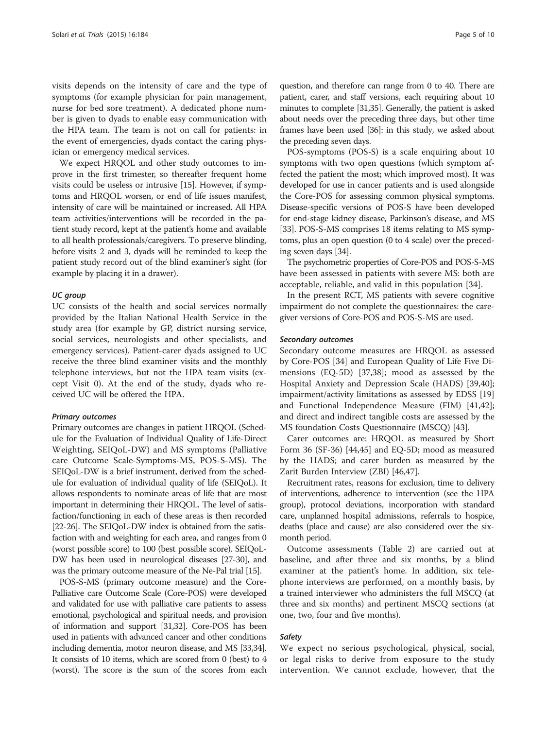visits depends on the intensity of care and the type of symptoms (for example physician for pain management, nurse for bed sore treatment). A dedicated phone number is given to dyads to enable easy communication with the HPA team. The team is not on call for patients: in the event of emergencies, dyads contact the caring physician or emergency medical services.

We expect HRQOL and other study outcomes to improve in the first trimester, so thereafter frequent home visits could be useless or intrusive [15]. However, if symptoms and HRQOL worsen, or end of life issues manifest, intensity of care will be maintained or increased. All HPA team activities/interventions will be recorded in the patient study record, kept at the patient's home and available to all health professionals/caregivers. To preserve blinding, before visits 2 and 3, dyads will be reminded to keep the patient study record out of the blind examiner's sight (for example by placing it in a drawer).

#### *UC group*

UC consists of the health and social services normally provided by the Italian National Health Service in the study area (for example by GP, district nursing service, social services, neurologists and other specialists, and emergency services). Patient-carer dyads assigned to UC receive the three blind examiner visits and the monthly telephone interviews, but not the HPA team visits (except Visit 0). At the end of the study, dyads who received UC will be offered the HPA.

#### *Primary outcomes*

Primary outcomes are changes in patient HRQOL (Schedule for the Evaluation of Individual Quality of Life-Direct Weighting, SEIQoL-DW) and MS symptoms (Palliative care Outcome Scale-Symptoms-MS, POS-S-MS). The SEIQoL-DW is a brief instrument, derived from the schedule for evaluation of individual quality of life (SEIQoL). It allows respondents to nominate areas of life that are most important in determining their HRQOL. The level of satisfaction/functioning in each of these areas is then recorded [22-26]. The SEIQoL-DW index is obtained from the satisfaction with and weighting for each area, and ranges from 0 (worst possible score) to 100 (best possible score). SEIQoL-DW has been used in neurological diseases [27-30], and was the primary outcome measure of the Ne-Pal trial [15].

POS-S-MS (primary outcome measure) and the Core-Palliative care Outcome Scale (Core-POS) were developed and validated for use with palliative care patients to assess emotional, psychological and spiritual needs, and provision of information and support [31,32]. Core-POS has been used in patients with advanced cancer and other conditions including dementia, motor neuron disease, and MS [33,34]. It consists of 10 items, which are scored from 0 (best) to 4 (worst). The score is the sum of the scores from each question, and therefore can range from 0 to 40. There are patient, carer, and staff versions, each requiring about 10 minutes to complete [31,35]. Generally, the patient is asked about needs over the preceding three days, but other time frames have been used [36]: in this study, we asked about the preceding seven days.

POS-symptoms (POS-S) is a scale enquiring about 10 symptoms with two open questions (which symptom affected the patient the most; which improved most). It was developed for use in cancer patients and is used alongside the Core-POS for assessing common physical symptoms. Disease-specific versions of POS-S have been developed for end-stage kidney disease, Parkinson's disease, and MS [33]. POS-S-MS comprises 18 items relating to MS symptoms, plus an open question (0 to 4 scale) over the preceding seven days [34].

The psychometric properties of Core-POS and POS-S-MS have been assessed in patients with severe MS: both are acceptable, reliable, and valid in this population [34].

In the present RCT, MS patients with severe cognitive impairment do not complete the questionnaires: the caregiver versions of Core-POS and POS-S-MS are used.

#### *Secondary outcomes*

Secondary outcome measures are HRQOL as assessed by Core-POS [34] and European Quality of Life Five Dimensions (EQ-5D) [37,38]; mood as assessed by the Hospital Anxiety and Depression Scale (HADS) [39,40]; impairment/activity limitations as assessed by EDSS [19] and Functional Independence Measure (FIM) [41,42]; and direct and indirect tangible costs are assessed by the MS foundation Costs Questionnaire (MSCQ) [43].

Carer outcomes are: HRQOL as measured by Short Form 36 (SF-36) [44,45] and EQ-5D; mood as measured by the HADS; and carer burden as measured by the Zarit Burden Interview (ZBI) [46,47].

Recruitment rates, reasons for exclusion, time to delivery of interventions, adherence to intervention (see the HPA group), protocol deviations, incorporation with standard care, unplanned hospital admissions, referrals to hospice, deaths (place and cause) are also considered over the six-month period.

Outcome assessments (Table 2) are carried out at baseline, and after three and six months, by a blind examiner at the patient's home. In addition, six telephone interviews are performed, on a monthly basis, by a trained interviewer who administers the full MSCQ (at three and six months) and pertinent MSCQ sections (at one, two, four and five months).

#### *Safety*

We expect no serious psychological, physical, social, or legal risks to derive from exposure to the study intervention. We cannot exclude, however, that the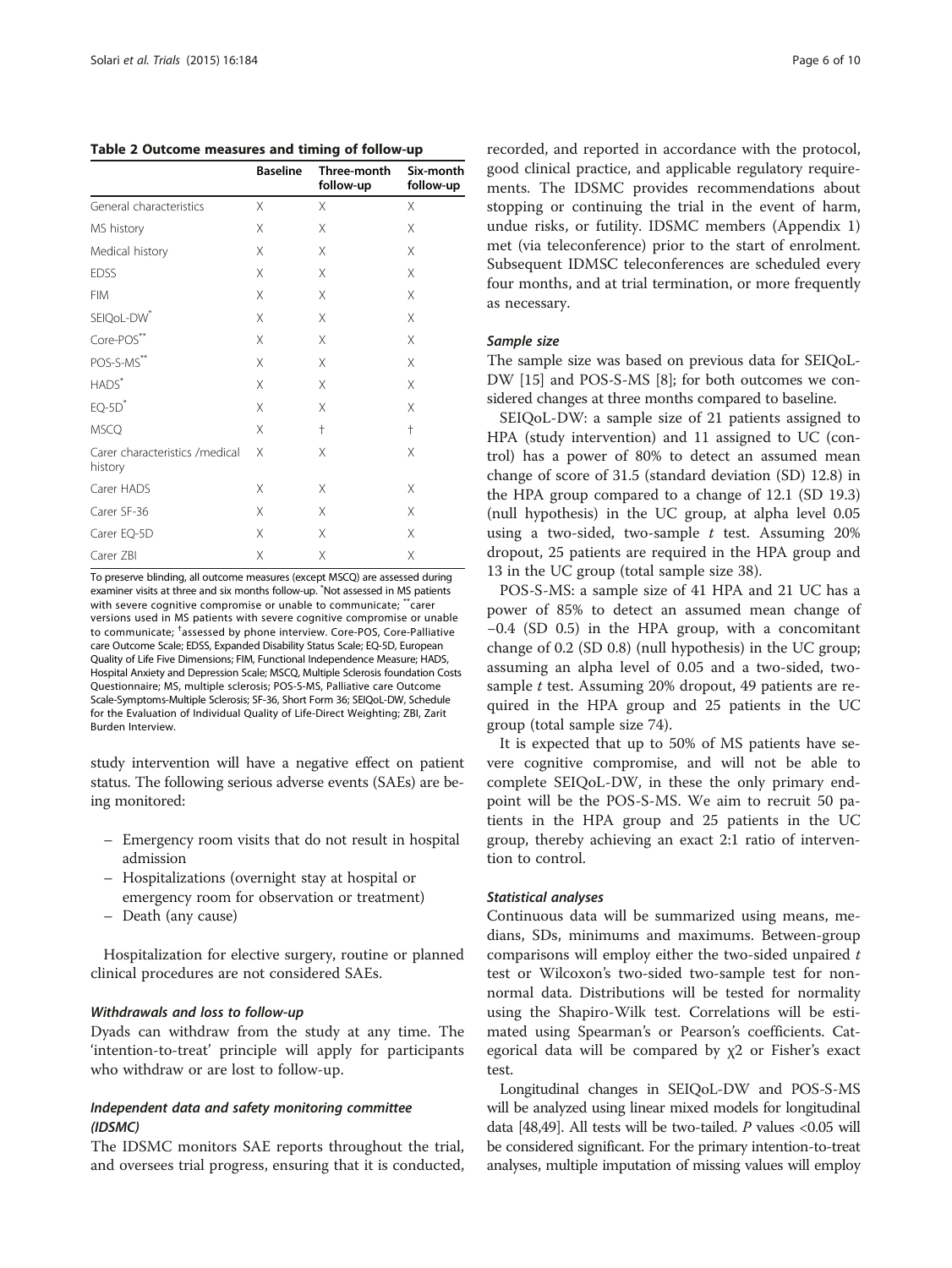**Table 2 Outcome measures and timing of follow-up**

| | Baseline | Three-month follow-up | Six-month follow-up |
|---|---|---|---|
| General characteristics | X | X | X |
| MS history | X | X | X |
| Medical history | X | X | X |
| EDSS | X | X | X |
| FIM | X | X | X |
| SEIQoL-DW* | X | X | X |
| Core-POS** | X | X | X |
| POS-S-MS** | X | X | X |
| HADS* | X | X | X |
| EQ-5D* | X | X | X |
| MSCQ | X | † | † |
| Carer characteristics /medical history | X | X | X |
| Carer HADS | X | X | X |
| Carer SF-36 | X | X | X |
| Carer EQ-5D | X | X | X |
| Carer ZBI | X | X | X |

To preserve blinding, all outcome measures (except MSCQ) are assessed during examiner visits at three and six months follow-up. *Not assessed in MS patients with severe cognitive compromise or unable to communicate; **carer versions used in MS patients with severe cognitive compromise or unable to communicate; †assessed by phone interview. Core-POS, Core-Palliative care Outcome Scale; EDSS, Expanded Disability Status Scale; EQ-5D, European Quality of Life Five Dimensions; FIM, Functional Independence Measure; HADS, Hospital Anxiety and Depression Scale; MSCQ, Multiple Sclerosis foundation Costs Questionnaire; MS, multiple sclerosis; POS-S-MS, Palliative care Outcome Scale-Symptoms-Multiple Sclerosis; SF-36, Short Form 36; SEIQoL-DW, Schedule for the Evaluation of Individual Quality of Life-Direct Weighting; ZBI, Zarit Burden Interview.

study intervention will have a negative effect on patient status. The following serious adverse events (SAEs) are being monitored:

- Emergency room visits that do not result in hospital admission
- Hospitalizations (overnight stay at hospital or emergency room for observation or treatment)
- Death (any cause)

Hospitalization for elective surgery, routine or planned clinical procedures are not considered SAEs.

#### Withdrawals and loss to follow-up

Dyads can withdraw from the study at any time. The 'intention-to-treat' principle will apply for participants who withdraw or are lost to follow-up.

#### Independent data and safety monitoring committee (IDSMC)

The IDSMC monitors SAE reports throughout the trial, and oversees trial progress, ensuring that it is conducted, recorded, and reported in accordance with the protocol, good clinical practice, and applicable regulatory requirements. The IDSMC provides recommendations about stopping or continuing the trial in the event of harm, undue risks, or futility. IDSMC members (Appendix 1) met (via teleconference) prior to the start of enrolment. Subsequent IDMSC teleconferences are scheduled every four months, and at trial termination, or more frequently as necessary.

#### Sample size

The sample size was based on previous data for SEIQoL-DW [15] and POS-S-MS [8]; for both outcomes we considered changes at three months compared to baseline.

SEIQoL-DW: a sample size of 21 patients assigned to HPA (study intervention) and 11 assigned to UC (control) has a power of 80% to detect an assumed mean change of score of 31.5 (standard deviation (SD) 12.8) in the HPA group compared to a change of 12.1 (SD 19.3) (null hypothesis) in the UC group, at alpha level 0.05 using a two-sided, two-sample *t* test. Assuming 20% dropout, 25 patients are required in the HPA group and 13 in the UC group (total sample size 38).

POS-S-MS: a sample size of 41 HPA and 21 UC has a power of 85% to detect an assumed mean change of −0.4 (SD 0.5) in the HPA group, with a concomitant change of 0.2 (SD 0.8) (null hypothesis) in the UC group; assuming an alpha level of 0.05 and a two-sided, two-sample *t* test. Assuming 20% dropout, 49 patients are required in the HPA group and 25 patients in the UC group (total sample size 74).

It is expected that up to 50% of MS patients have severe cognitive compromise, and will not be able to complete SEIQoL-DW, in these the only primary endpoint will be the POS-S-MS. We aim to recruit 50 patients in the HPA group and 25 patients in the UC group, thereby achieving an exact 2:1 ratio of intervention to control.

#### Statistical analyses

Continuous data will be summarized using means, medians, SDs, minimums and maximums. Between-group comparisons will employ either the two-sided unpaired *t* test or Wilcoxon's two-sided two-sample test for non-normal data. Distributions will be tested for normality using the Shapiro-Wilk test. Correlations will be estimated using Spearman's or Pearson's coefficients. Categorical data will be compared by $\chi 2$ or Fisher's exact test.

Longitudinal changes in SEIQoL-DW and POS-S-MS will be analyzed using linear mixed models for longitudinal data [48,49]. All tests will be two-tailed. *P* values <0.05 will be considered significant. For the primary intention-to-treat analyses, multiple imputation of missing values will employ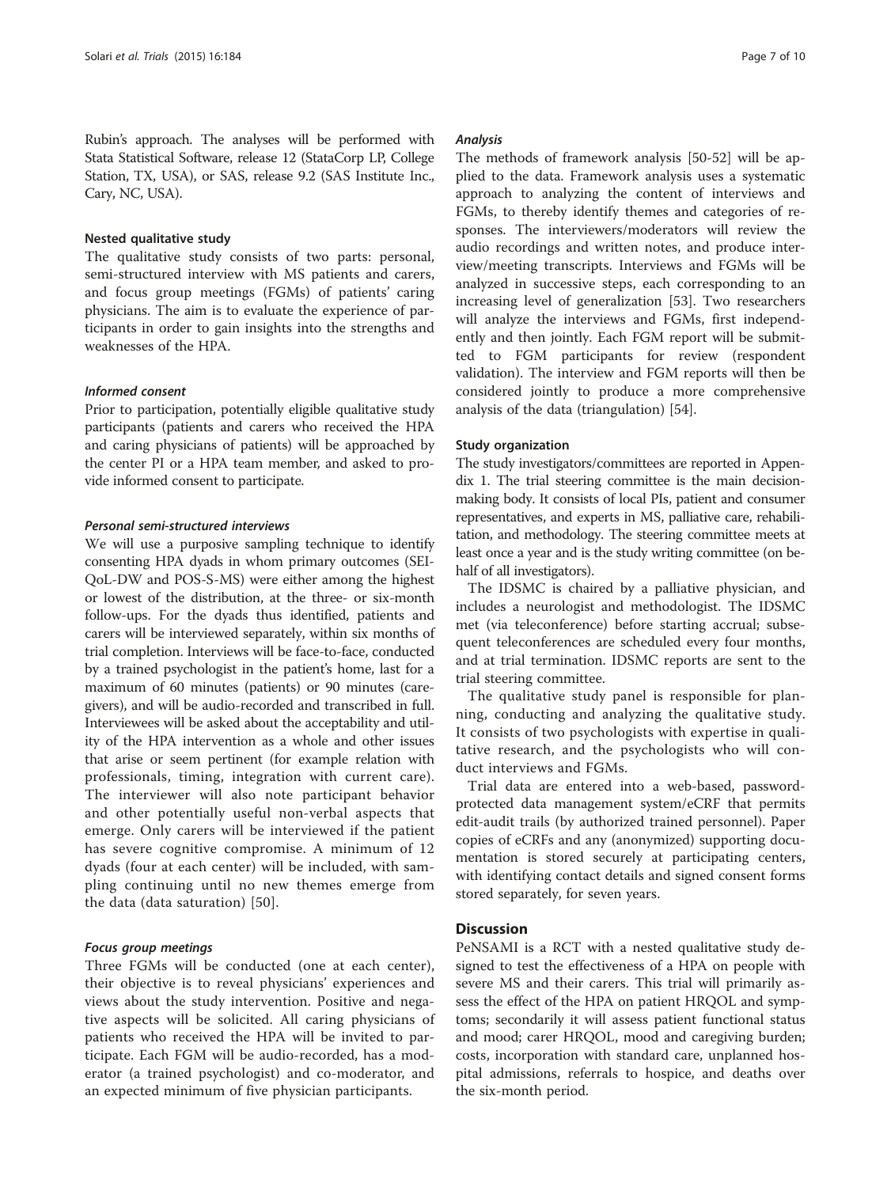Rubin's approach. The analyses will be performed with Stata Statistical Software, release 12 (StataCorp LP, College Station, TX, USA), or SAS, release 9.2 (SAS Institute Inc., Cary, NC, USA).

### Nested qualitative study

The qualitative study consists of two parts: personal, semi-structured interview with MS patients and carers, and focus group meetings (FGMs) of patients' caring physicians. The aim is to evaluate the experience of participants in order to gain insights into the strengths and weaknesses of the HPA.

#### *Informed consent*

Prior to participation, potentially eligible qualitative study participants (patients and carers who received the HPA and caring physicians of patients) will be approached by the center PI or a HPA team member, and asked to provide informed consent to participate.

#### *Personal semi-structured interviews*

We will use a purposive sampling technique to identify consenting HPA dyads in whom primary outcomes (SEI-QoL-DW and POS-S-MS) were either among the highest or lowest of the distribution, at the three- or six-month follow-ups. For the dyads thus identified, patients and carers will be interviewed separately, within six months of trial completion. Interviews will be face-to-face, conducted by a trained psychologist in the patient's home, last for a maximum of 60 minutes (patients) or 90 minutes (caregivers), and will be audio-recorded and transcribed in full. Interviewees will be asked about the acceptability and utility of the HPA intervention as a whole and other issues that arise or seem pertinent (for example relation with professionals, timing, integration with current care). The interviewer will also note participant behavior and other potentially useful non-verbal aspects that emerge. Only carers will be interviewed if the patient has severe cognitive compromise. A minimum of 12 dyads (four at each center) will be included, with sampling continuing until no new themes emerge from the data (data saturation) [50].

#### *Focus group meetings*

Three FGMs will be conducted (one at each center), their objective is to reveal physicians' experiences and views about the study intervention. Positive and negative aspects will be solicited. All caring physicians of patients who received the HPA will be invited to participate. Each FGM will be audio-recorded, has a moderator (a trained psychologist) and co-moderator, and an expected minimum of five physician participants.

#### *Analysis*

The methods of framework analysis [50-52] will be applied to the data. Framework analysis uses a systematic approach to analyzing the content of interviews and FGMs, to thereby identify themes and categories of responses. The interviewers/moderators will review the audio recordings and written notes, and produce interview/meeting transcripts. Interviews and FGMs will be analyzed in successive steps, each corresponding to an increasing level of generalization [53]. Two researchers will analyze the interviews and FGMs, first independently and then jointly. Each FGM report will be submitted to FGM participants for review (respondent validation). The interview and FGM reports will then be considered jointly to produce a more comprehensive analysis of the data (triangulation) [54].

### Study organization

The study investigators/committees are reported in Appendix 1. The trial steering committee is the main decision-making body. It consists of local PIs, patient and consumer representatives, and experts in MS, palliative care, rehabilitation, and methodology. The steering committee meets at least once a year and is the study writing committee (on behalf of all investigators).

The IDSMC is chaired by a palliative physician, and includes a neurologist and methodologist. The IDSMC met (via teleconference) before starting accrual; subsequent teleconferences are scheduled every four months, and at trial termination. IDSMC reports are sent to the trial steering committee.

The qualitative study panel is responsible for planning, conducting and analyzing the qualitative study. It consists of two psychologists with expertise in qualitative research, and the psychologists who will conduct interviews and FGMs.

Trial data are entered into a web-based, password-protected data management system/eCRF that permits edit-audit trails (by authorized trained personnel). Paper copies of eCRFs and any (anonymized) supporting documentation is stored securely at participating centers, with identifying contact details and signed consent forms stored separately, for seven years.

## Discussion

PeNSAMI is a RCT with a nested qualitative study designed to test the effectiveness of a HPA on people with severe MS and their carers. This trial will primarily assess the effect of the HPA on patient HRQOL and symptoms; secondarily it will assess patient functional status and mood; carer HRQOL, mood and caregiving burden; costs, incorporation with standard care, unplanned hospital admissions, referrals to hospice, and deaths over the six-month period.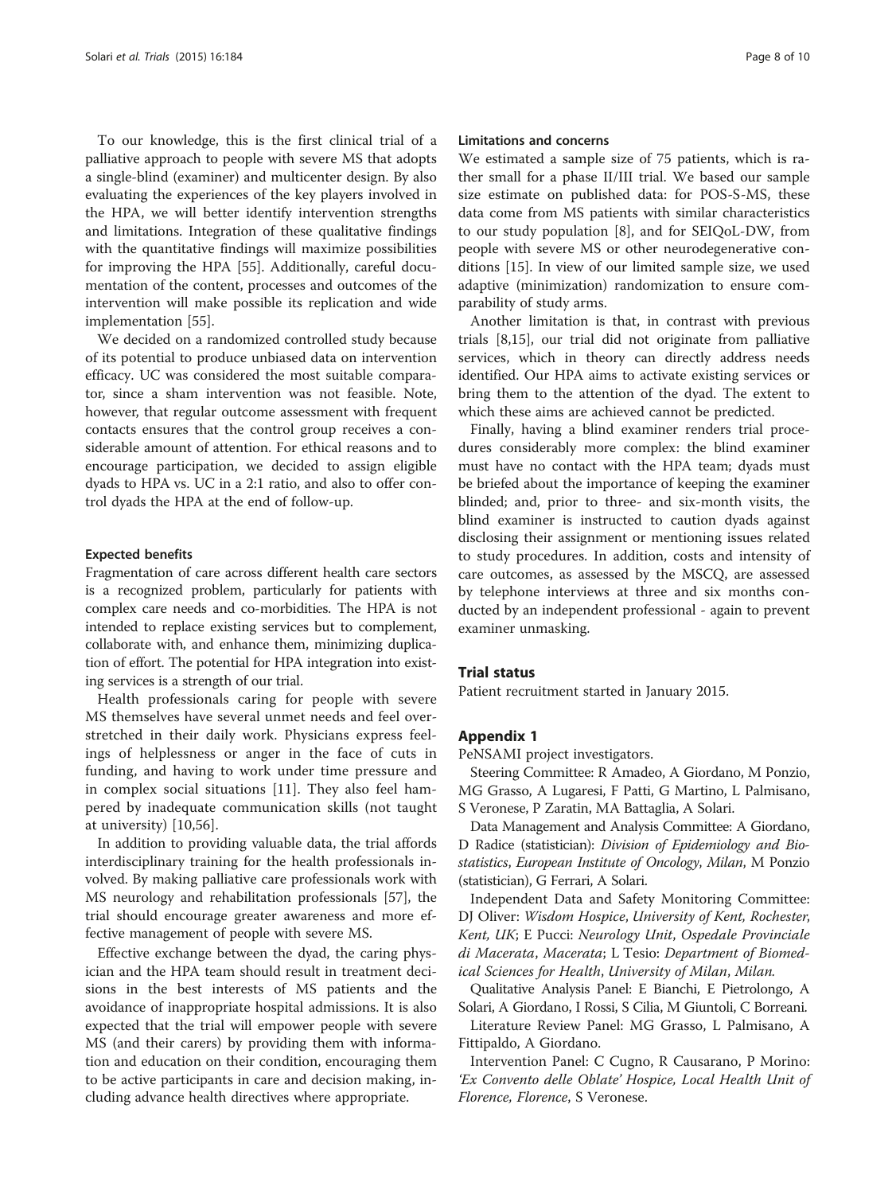To our knowledge, this is the first clinical trial of a palliative approach to people with severe MS that adopts a single-blind (examiner) and multicenter design. By also evaluating the experiences of the key players involved in the HPA, we will better identify intervention strengths and limitations. Integration of these qualitative findings with the quantitative findings will maximize possibilities for improving the HPA [55]. Additionally, careful documentation of the content, processes and outcomes of the intervention will make possible its replication and wide implementation [55].

We decided on a randomized controlled study because of its potential to produce unbiased data on intervention efficacy. UC was considered the most suitable comparator, since a sham intervention was not feasible. Note, however, that regular outcome assessment with frequent contacts ensures that the control group receives a considerable amount of attention. For ethical reasons and to encourage participation, we decided to assign eligible dyads to HPA vs. UC in a 2:1 ratio, and also to offer control dyads the HPA at the end of follow-up.

#### Expected benefits

Fragmentation of care across different health care sectors is a recognized problem, particularly for patients with complex care needs and co-morbidities. The HPA is not intended to replace existing services but to complement, collaborate with, and enhance them, minimizing duplication of effort. The potential for HPA integration into existing services is a strength of our trial.

Health professionals caring for people with severe MS themselves have several unmet needs and feel overstretched in their daily work. Physicians express feelings of helplessness or anger in the face of cuts in funding, and having to work under time pressure and in complex social situations [11]. They also feel hampered by inadequate communication skills (not taught at university) [10,56].

In addition to providing valuable data, the trial affords interdisciplinary training for the health professionals involved. By making palliative care professionals work with MS neurology and rehabilitation professionals [57], the trial should encourage greater awareness and more effective management of people with severe MS.

Effective exchange between the dyad, the caring physician and the HPA team should result in treatment decisions in the best interests of MS patients and the avoidance of inappropriate hospital admissions. It is also expected that the trial will empower people with severe MS (and their carers) by providing them with information and education on their condition, encouraging them to be active participants in care and decision making, including advance health directives where appropriate.

#### Limitations and concerns

We estimated a sample size of 75 patients, which is rather small for a phase II/III trial. We based our sample size estimate on published data: for POS-S-MS, these data come from MS patients with similar characteristics to our study population [8], and for SEIQoL-DW, from people with severe MS or other neurodegenerative conditions [15]. In view of our limited sample size, we used adaptive (minimization) randomization to ensure comparability of study arms.

Another limitation is that, in contrast with previous trials [8,15], our trial did not originate from palliative services, which in theory can directly address needs identified. Our HPA aims to activate existing services or bring them to the attention of the dyad. The extent to which these aims are achieved cannot be predicted.

Finally, having a blind examiner renders trial procedures considerably more complex: the blind examiner must have no contact with the HPA team; dyads must be briefed about the importance of keeping the examiner blinded; and, prior to three- and six-month visits, the blind examiner is instructed to caution dyads against disclosing their assignment or mentioning issues related to study procedures. In addition, costs and intensity of care outcomes, as assessed by the MSCQ, are assessed by telephone interviews at three and six months conducted by an independent professional - again to prevent examiner unmasking.

## Trial status

Patient recruitment started in January 2015.

## Appendix 1

PeNSAMI project investigators.

Steering Committee: R Amadeo, A Giordano, M Ponzio, MG Grasso, A Lugaresi, F Patti, G Martino, L Palmisano, S Veronese, P Zaratin, MA Battaglia, A Solari.

Data Management and Analysis Committee: A Giordano, D Radice (statistician): *Division of Epidemiology and Biostatistics*, *European Institute of Oncology*, *Milan*, M Ponzio (statistician), G Ferrari, A Solari.

Independent Data and Safety Monitoring Committee: DJ Oliver: *Wisdom Hospice*, *University of Kent, Rochester*, *Kent, UK*; E Pucci: *Neurology Unit*, *Ospedale Provinciale di Macerata*, *Macerata*; L Tesio: *Department of Biomedical Sciences for Health*, *University of Milan*, *Milan*.

Qualitative Analysis Panel: E Bianchi, E Pietrolongo, A Solari, A Giordano, I Rossi, S Cilia, M Giuntoli, C Borreani.

Literature Review Panel: MG Grasso, L Palmisano, A Fittipaldo, A Giordano.

Intervention Panel: C Cugno, R Causarano, P Morino: *'Ex Convento delle Oblate' Hospice, Local Health Unit of Florence, Florence*, S Veronese.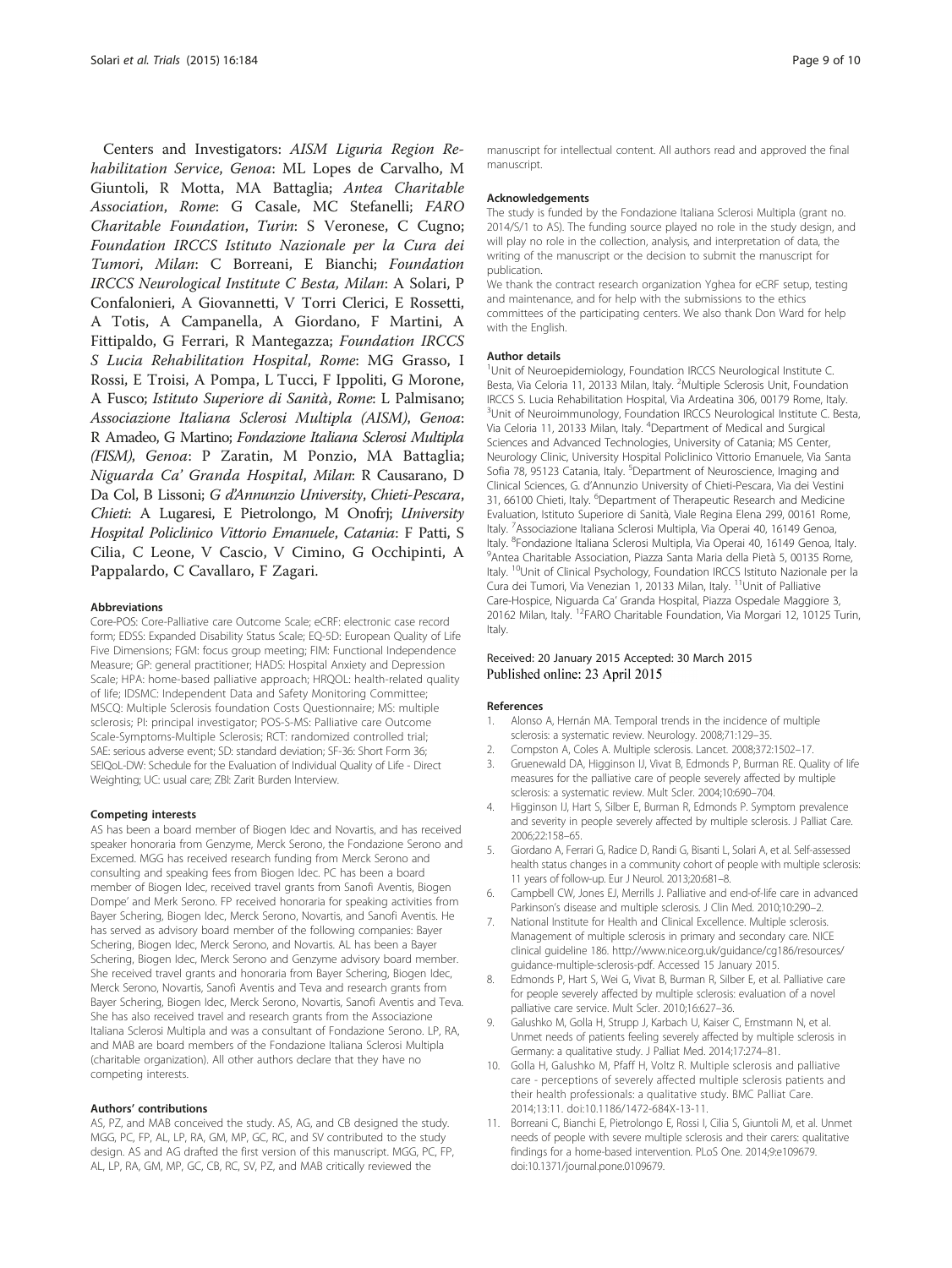Centers and Investigators: *AISM Liguria Region Rehabilitation Service, Genoa*: ML Lopes de Carvalho, M Giuntoli, R Motta, MA Battaglia; *Antea Charitable Association, Rome*: G Casale, MC Stefanelli; *FARO Charitable Foundation, Turin*: S Veronese, C Cugno; *Foundation IRCCS Istituto Nazionale per la Cura dei Tumori, Milan*: C Borreani, E Bianchi; *Foundation IRCCS Neurological Institute C Besta, Milan*: A Solari, P Confalonieri, A Giovannetti, V Torri Clerici, E Rossetti, A Totis, A Campanella, A Giordano, F Martini, A Fittipaldo, G Ferrari, R Mantegazza; *Foundation IRCCS S Lucia Rehabilitation Hospital, Rome*: MG Grasso, I Rossi, E Troisi, A Pompa, L Tucci, F Ippoliti, G Morone, A Fusco; *Istituto Superiore di Sanità, Rome*: L Palmisano; *Associazione Italiana Sclerosi Multipla (AISM), Genoa*: R Amadeo, G Martino; *Fondazione Italiana Sclerosi Multipla (FISM), Genoa*: P Zaratin, M Ponzio, MA Battaglia; *Niguarda Ca' Granda Hospital, Milan*: R Causarano, D Da Col, B Lissoni; *G d'Annunzio University, Chieti-Pescara, Chieti*: A Lugaresi, E Pietrolongo, M Onofrj; *University Hospital Policlinico Vittorio Emanuele, Catania*: F Patti, S Cilia, C Leone, V Cascio, V Cimino, G Occhipinti, A Pappalardo, C Cavallaro, F Zagari.

#### Abbreviations

Core-POS: Core-Palliative care Outcome Scale; eCRF: electronic case record form; EDSS: Expanded Disability Status Scale; EQ-5D: European Quality of Life Five Dimensions; FGM: focus group meeting; FIM: Functional Independence Measure; GP: general practitioner; HADS: Hospital Anxiety and Depression Scale; HPA: home-based palliative approach; HRQOL: health-related quality of life; IDSMC: Independent Data and Safety Monitoring Committee; MSCQ: Multiple Sclerosis foundation Costs Questionnaire; MS: multiple sclerosis; PI: principal investigator; POS-S-MS: Palliative care Outcome Scale-Symptoms-Multiple Sclerosis; RCT: randomized controlled trial; SAE: serious adverse event; SD: standard deviation; SF-36: Short Form 36; SEIQoL-DW: Schedule for the Evaluation of Individual Quality of Life - Direct Weighting; UC: usual care; ZBI: Zarit Burden Interview.

#### Competing interests

AS has been a board member of Biogen Idec and Novartis, and has received speaker honoraria from Genzyme, Merck Serono, the Fondazione Serono and Excemed. MGG has received research funding from Merck Serono and consulting and speaking fees from Biogen Idec. PC has been a board member of Biogen Idec, received travel grants from Sanofi Aventis, Biogen Dompe' and Merk Serono. FP received honoraria for speaking activities from Bayer Schering, Biogen Idec, Merck Serono, Novartis, and Sanofi Aventis. He has served as advisory board member of the following companies: Bayer Schering, Biogen Idec, Merck Serono, and Novartis. AL has been a Bayer Schering, Biogen Idec, Merck Serono and Genzyme advisory board member. She received travel grants and honoraria from Bayer Schering, Biogen Idec, Merck Serono, Novartis, Sanofi Aventis and Teva and research grants from Bayer Schering, Biogen Idec, Merck Serono, Novartis, Sanofi Aventis and Teva. She has also received travel and research grants from the Associazione Italiana Sclerosi Multipla and was a consultant of Fondazione Serono. LP, RA, and MAB are board members of the Fondazione Italiana Sclerosi Multipla (charitable organization). All other authors declare that they have no competing interests.

#### Authors' contributions

AS, PZ, and MAB conceived the study. AS, AG, and CB designed the study. MGG, PC, FP, AL, LP, RA, GM, MP, GC, RC, and SV contributed to the study design. AS and AG drafted the first version of this manuscript. MGG, PC, FP, AL, LP, RA, GM, MP, GC, CB, RC, SV, PZ, and MAB critically reviewed the manuscript for intellectual content. All authors read and approved the final manuscript.

#### Acknowledgements

The study is funded by the Fondazione Italiana Sclerosi Multipla (grant no. 2014/S/1 to AS). The funding source played no role in the study design, and will play no role in the collection, analysis, and interpretation of data, the writing of the manuscript or the decision to submit the manuscript for publication.

We thank the contract research organization Yghea for eCRF setup, testing and maintenance, and for help with the submissions to the ethics committees of the participating centers. We also thank Don Ward for help with the English.

#### Author details

[1]Unit of Neuroepidemiology, Foundation IRCCS Neurological Institute C. Besta, Via Celoria 11, 20133 Milan, Italy. [2]Multiple Sclerosis Unit, Foundation IRCCS S. Lucia Rehabilitation Hospital, Via Ardeatina 306, 00179 Rome, Italy. [3]Unit of Neuroimmunology, Foundation IRCCS Neurological Institute C. Besta, Via Celoria 11, 20133 Milan, Italy. [4]Department of Medical and Surgical Sciences and Advanced Technologies, University of Catania; MS Center, Neurology Clinic, University Hospital Policlinico Vittorio Emanuele, Via Santa Sofia 78, 95123 Catania, Italy. [5]Department of Neuroscience, Imaging and Clinical Sciences, G. d'Annunzio University of Chieti-Pescara, Via dei Vestini 31, 66100 Chieti, Italy. [6]Department of Therapeutic Research and Medicine Evaluation, Istituto Superiore di Sanità, Viale Regina Elena 299, 00161 Rome, Italy. [7]Associazione Italiana Sclerosi Multipla, Via Operai 40, 16149 Genoa, Italy. [8]Fondazione Italiana Sclerosi Multipla, Via Operai 40, 16149 Genoa, Italy. [9]Antea Charitable Association, Piazza Santa Maria della Pietà 5, 00135 Rome, Italy. [10]Unit of Clinical Psychology, Foundation IRCCS Istituto Nazionale per la Cura dei Tumori, Via Venezian 1, 20133 Milan, Italy. [11]Unit of Palliative Care-Hospice, Niguarda Ca' Granda Hospital, Piazza Ospedale Maggiore 3, 20162 Milan, Italy. [12]FARO Charitable Foundation, Via Morgari 12, 10125 Turin, Italy.

Received: 20 January 2015 Accepted: 30 March 2015
Published online: 23 April 2015

#### References

1. Alonso A, Hernán MA. Temporal trends in the incidence of multiple sclerosis: a systematic review. Neurology. 2008;71:129–35.
2. Compston A, Coles A. Multiple sclerosis. Lancet. 2008;372:1502–17.
3. Gruenewald DA, Higginson IJ, Vivat B, Edmonds P, Burman RE. Quality of life measures for the palliative care of people severely affected by multiple sclerosis: a systematic review. Mult Scler. 2004;10:690–704.
4. Higginson IJ, Hart S, Silber E, Burman R, Edmonds P. Symptom prevalence and severity in people severely affected by multiple sclerosis. J Palliat Care. 2006;22:158–65.
5. Giordano A, Ferrari G, Radice D, Randi G, Bisanti L, Solari A, et al. Self-assessed health status changes in a community cohort of people with multiple sclerosis: 11 years of follow-up. Eur J Neurol. 2013;20:681–8.
6. Campbell CW, Jones EJ, Merrills J. Palliative and end-of-life care in advanced Parkinson's disease and multiple sclerosis. J Clin Med. 2010;10:290–2.
7. National Institute for Health and Clinical Excellence. Multiple sclerosis. Management of multiple sclerosis in primary and secondary care. NICE clinical guideline 186. http://www.nice.org.uk/guidance/cg186/resources/guidance-multiple-sclerosis-pdf. Accessed 15 January 2015.
8. Edmonds P, Hart S, Wei G, Vivat B, Burman R, Silber E, et al. Palliative care for people severely affected by multiple sclerosis: evaluation of a novel palliative care service. Mult Scler. 2010;16:627–36.
9. Galushko M, Golla H, Strupp J, Karbach U, Kaiser C, Ernstmann N, et al. Unmet needs of patients feeling severely affected by multiple sclerosis in Germany: a qualitative study. J Palliat Med. 2014;17:274–81.
10. Golla H, Galushko M, Pfaff H, Voltz R. Multiple sclerosis and palliative care - perceptions of severely affected multiple sclerosis patients and their health professionals: a qualitative study. BMC Palliat Care. 2014;13:11. doi:10.1186/1472-684X-13-11.
11. Borreani C, Bianchi E, Pietrolongo E, Rossi I, Cilia S, Giuntoli M, et al. Unmet needs of people with severe multiple sclerosis and their carers: qualitative findings for a home-based intervention. PLoS One. 2014;9:e109679. doi:10.1371/journal.pone.0109679.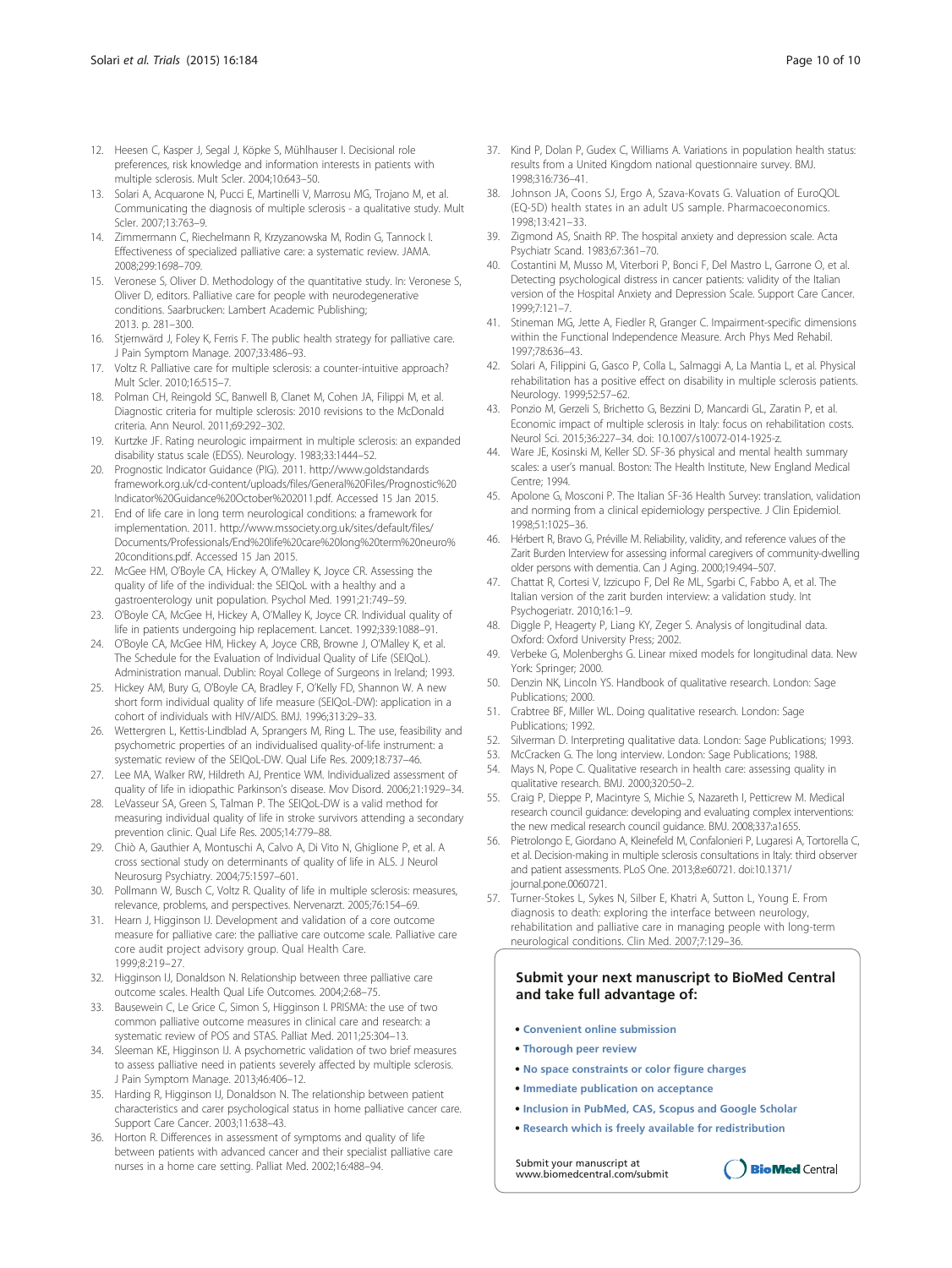12. Heesen C, Kasper J, Segal J, Köpke S, Mühlhauser I. Decisional role preferences, risk knowledge and information interests in patients with multiple sclerosis. Mult Scler. 2004;10:643–50.
13. Solari A, Acquarone N, Pucci E, Martinelli V, Marrosu MG, Trojano M, et al. Communicating the diagnosis of multiple sclerosis - a qualitative study. Mult Scler. 2007;13:763–9.
14. Zimmermann C, Riechelmann R, Krzyzanowska M, Rodin G, Tannock I. Effectiveness of specialized palliative care: a systematic review. JAMA. 2008;299:1698–709.
15. Veronese S, Oliver D. Methodology of the quantitative study. In: Veronese S, Oliver D, editors. Palliative care for people with neurodegenerative conditions. Saarbrucken: Lambert Academic Publishing; 2013. p. 281–300.
16. Stjernwärd J, Foley K, Ferris F. The public health strategy for palliative care. J Pain Symptom Manage. 2007;33:486–93.
17. Voltz R. Palliative care for multiple sclerosis: a counter-intuitive approach? Mult Scler. 2010;16:515–7.
18. Polman CH, Reingold SC, Banwell B, Clanet M, Cohen JA, Filippi M, et al. Diagnostic criteria for multiple sclerosis: 2010 revisions to the McDonald criteria. Ann Neurol. 2011;69:292–302.
19. Kurtzke JF. Rating neurologic impairment in multiple sclerosis: an expanded disability status scale (EDSS). Neurology. 1983;33:1444–52.
20. Prognostic Indicator Guidance (PIG). 2011. http://www.goldstandardsframework.org.uk/cd-content/uploads/files/General%20Files/Prognostic%20Indicator%20Guidance%20October%202011.pdf. Accessed 15 Jan 2015.
21. End of life care in long term neurological conditions: a framework for implementation. 2011. http://www.mssociety.org.uk/sites/default/files/Documents/Professionals/End%20life%20care%20long%20term%20neuro%20conditions.pdf. Accessed 15 Jan 2015.
22. McGee HM, O'Boyle CA, Hickey A, O'Malley K, Joyce CR. Assessing the quality of life of the individual: the SEIQoL with a healthy and a gastroenterology unit population. Psychol Med. 1991;21:749–59.
23. O'Boyle CA, McGee H, Hickey A, O'Malley K, Joyce CR. Individual quality of life in patients undergoing hip replacement. Lancet. 1992;339:1088–91.
24. O'Boyle CA, McGee HM, Hickey A, Joyce CRB, Browne J, O'Malley K, et al. The Schedule for the Evaluation of Individual Quality of Life (SEIQoL). Administration manual. Dublin: Royal College of Surgeons in Ireland; 1993.
25. Hickey AM, Bury G, O'Boyle CA, Bradley F, O'Kelly FD, Shannon W. A new short form individual quality of life measure (SEIQoL-DW): application in a cohort of individuals with HIV/AIDS. BMJ. 1996;313:29–33.
26. Wettergren L, Kettis-Lindblad A, Sprangers M, Ring L. The use, feasibility and psychometric properties of an individualised quality-of-life instrument: a systematic review of the SEIQoL-DW. Qual Life Res. 2009;18:737–46.
27. Lee MA, Walker RW, Hildreth AJ, Prentice WM. Individualized assessment of quality of life in idiopathic Parkinson's disease. Mov Disord. 2006;21:1929–34.
28. LeVasseur SA, Green S, Talman P. The SEIQoL-DW is a valid method for measuring individual quality of life in stroke survivors attending a secondary prevention clinic. Qual Life Res. 2005;14:779–88.
29. Chiò A, Gauthier A, Montuschi A, Calvo A, Di Vito N, Ghiglione P, et al. A cross sectional study on determinants of quality of life in ALS. J Neurol Neurosurg Psychiatry. 2004;75:1597–601.
30. Pollmann W, Busch C, Voltz R. Quality of life in multiple sclerosis: measures, relevance, problems, and perspectives. Nervenarzt. 2005;76:154–69.
31. Hearn J, Higginson IJ. Development and validation of a core outcome measure for palliative care: the palliative care outcome scale. Palliative care core audit project advisory group. Qual Health Care. 1999;8:219–27.
32. Higginson IJ, Donaldson N. Relationship between three palliative care outcome scales. Health Qual Life Outcomes. 2004;2:68–75.
33. Bausewein C, Le Grice C, Simon S, Higginson I. PRISMA: the use of two common palliative outcome measures in clinical care and research: a systematic review of POS and STAS. Palliat Med. 2011;25:304–13.
34. Sleeman KE, Higginson IJ. A psychometric validation of two brief measures to assess palliative need in patients severely affected by multiple sclerosis. J Pain Symptom Manage. 2013;46:406–12.
35. Harding R, Higginson IJ, Donaldson N. The relationship between patient characteristics and carer psychological status in home palliative cancer care. Support Care Cancer. 2003;11:638–43.
36. Horton R. Differences in assessment of symptoms and quality of life between patients with advanced cancer and their specialist palliative care nurses in a home care setting. Palliat Med. 2002;16:488–94.
37. Kind P, Dolan P, Gudex C, Williams A. Variations in population health status: results from a United Kingdom national questionnaire survey. BMJ. 1998;316:736–41.
38. Johnson JA, Coons SJ, Ergo A, Szava-Kovats G. Valuation of EuroQOL (EQ-5D) health states in an adult US sample. Pharmacoeconomics. 1998;13:421–33.
39. Zigmond AS, Snaith RP. The hospital anxiety and depression scale. Acta Psychiatr Scand. 1983;67:361–70.
40. Costantini M, Musso M, Viterbori P, Bonci F, Del Mastro L, Garrone O, et al. Detecting psychological distress in cancer patients: validity of the Italian version of the Hospital Anxiety and Depression Scale. Support Care Cancer. 1999;7:121–7.
41. Stineman MG, Jette A, Fiedler R, Granger C. Impairment-specific dimensions within the Functional Independence Measure. Arch Phys Med Rehabil. 1997;78:636–43.
42. Solari A, Filippini G, Gasco P, Colla L, Salmaggi A, La Mantia L, et al. Physical rehabilitation has a positive effect on disability in multiple sclerosis patients. Neurology. 1999;52:57–62.
43. Ponzio M, Gerzeli S, Brichetto G, Bezzini D, Mancardi GL, Zaratin P, et al. Economic impact of multiple sclerosis in Italy: focus on rehabilitation costs. Neurol Sci. 2015;36:227–34. doi: 10.1007/s10072-014-1925-z.
44. Ware JE, Kosinski M, Keller SD. SF-36 physical and mental health summary scales: a user's manual. Boston: The Health Institute, New England Medical Centre; 1994.
45. Apolone G, Mosconi P. The Italian SF-36 Health Survey: translation, validation and norming from a clinical epidemiology perspective. J Clin Epidemiol. 1998;51:1025–36.
46. Hérbert R, Bravo G, Préville M. Reliability, validity, and reference values of the Zarit Burden Interview for assessing informal caregivers of community-dwelling older persons with dementia. Can J Aging. 2000;19:494–507.
47. Chattat R, Cortesi V, Izzicupo F, Del Re ML, Sgarbi C, Fabbo A, et al. The Italian version of the zarit burden interview: a validation study. Int Psychogeriatr. 2010;16:1–9.
48. Diggle P, Heagerty P, Liang KY, Zeger S. Analysis of longitudinal data. Oxford: Oxford University Press; 2002.
49. Verbeke G, Molenberghs G. Linear mixed models for longitudinal data. New York: Springer; 2000.
50. Denzin NK, Lincoln YS. Handbook of qualitative research. London: Sage Publications; 2000.
51. Crabtree BF, Miller WL. Doing qualitative research. London: Sage Publications; 1992.
52. Silverman D. Interpreting qualitative data. London: Sage Publications; 1993.
53. McCracken G. The long interview. London: Sage Publications; 1988.
54. Mays N, Pope C. Qualitative research in health care: assessing quality in qualitative research. BMJ. 2000;320:50–2.
55. Craig P, Dieppe P, Macintyre S, Michie S, Nazareth I, Petticrew M. Medical research council guidance: developing and evaluating complex interventions: the new medical research council guidance. BMJ. 2008;337:a1655.
56. Pietrolongo E, Giordano A, Kleinefeld M, Confalonieri P, Lugaresi A, Tortorella C, et al. Decision-making in multiple sclerosis consultations in Italy: third observer and patient assessments. PLoS One. 2013;8:e60721. doi:10.1371/journal.pone.0060721.
57. Turner-Stokes L, Sykes N, Silber E, Khatri A, Sutton L, Young E. From diagnosis to death: exploring the interface between neurology, rehabilitation and palliative care in managing people with long-term neurological conditions. Clin Med. 2007;7:129–36.

**Submit your next manuscript to BioMed Central and take full advantage of:**

- **Convenient online submission**
- **Thorough peer review**
- **No space constraints or color figure charges**
- **Immediate publication on acceptance**
- **Inclusion in PubMed, CAS, Scopus and Google Scholar**
- **Research which is freely available for redistribution**

Submit your manuscript at www.biomedcentral.com/submit

BioMed Central